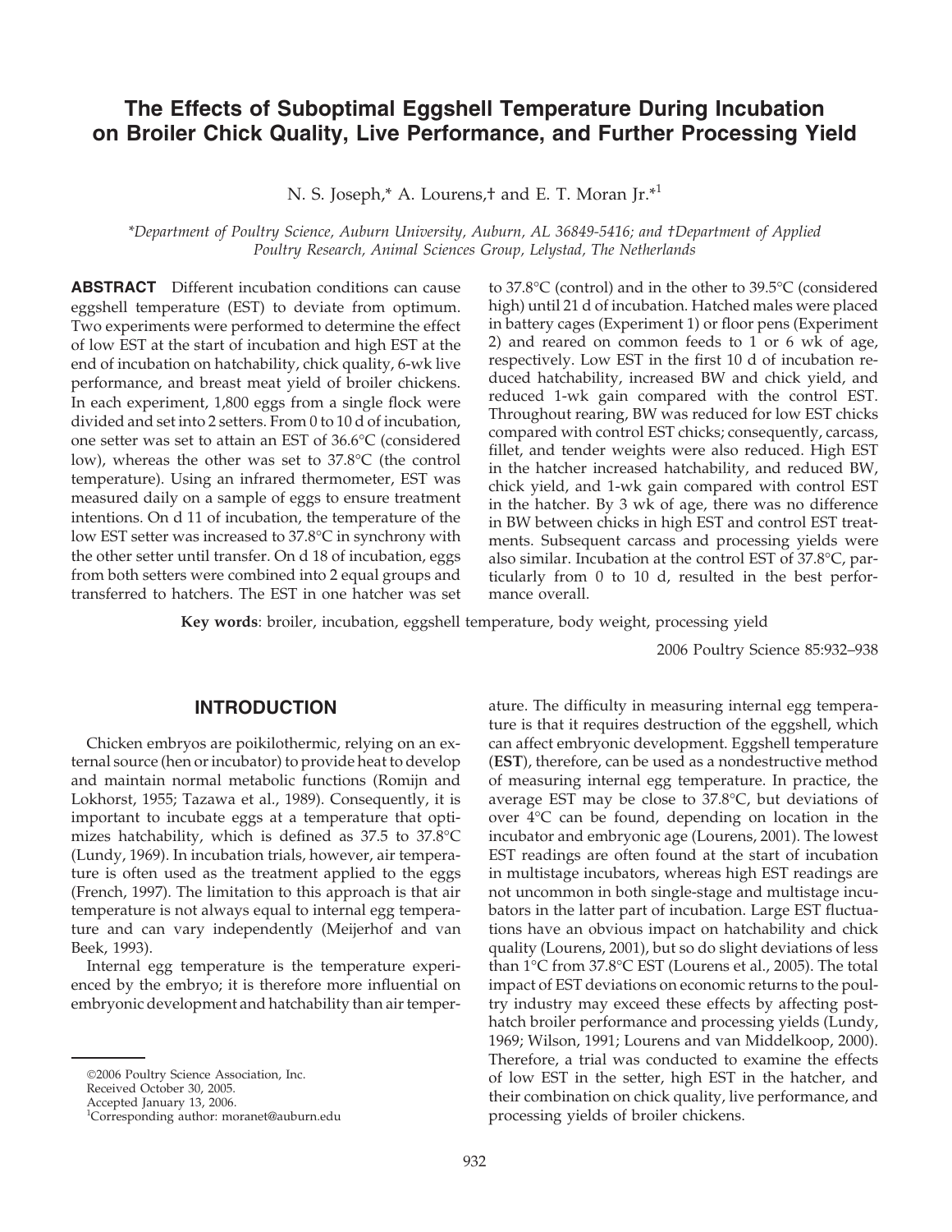# The Effects of Suboptimal Eggshell Temperature During Incubation on Broiler Chick Quality, Live Performance, and Further Processing Yield

N. S. Joseph,* A. Lourens,† and E. T. Moran Jr.*[1]

*Department of Poultry Science, Auburn University, Auburn, AL 36849-5416; and †Department of Applied Poultry Research, Animal Sciences Group, Lelystad, The Netherlands

**ABSTRACT** Different incubation conditions can cause eggshell temperature (EST) to deviate from optimum. Two experiments were performed to determine the effect of low EST at the start of incubation and high EST at the end of incubation on hatchability, chick quality, 6-wk live performance, and breast meat yield of broiler chickens. In each experiment, 1,800 eggs from a single flock were divided and set into 2 setters. From 0 to 10 d of incubation, one setter was set to attain an EST of 36.6°C (considered low), whereas the other was set to 37.8°C (the control temperature). Using an infrared thermometer, EST was measured daily on a sample of eggs to ensure treatment intentions. On d 11 of incubation, the temperature of the low EST setter was increased to 37.8°C in synchrony with the other setter until transfer. On d 18 of incubation, eggs from both setters were combined into 2 equal groups and transferred to hatchers. The EST in one hatcher was set to 37.8°C (control) and in the other to 39.5°C (considered high) until 21 d of incubation. Hatched males were placed in battery cages (Experiment 1) or floor pens (Experiment 2) and reared on common feeds to 1 or 6 wk of age, respectively. Low EST in the first 10 d of incubation reduced hatchability, increased BW and chick yield, and reduced 1-wk gain compared with the control EST. Throughout rearing, BW was reduced for low EST chicks compared with control EST chicks; consequently, carcass, fillet, and tender weights were also reduced. High EST in the hatcher increased hatchability, and reduced BW, chick yield, and 1-wk gain compared with control EST in the hatcher. By 3 wk of age, there was no difference in BW between chicks in high EST and control EST treatments. Subsequent carcass and processing yields were also similar. Incubation at the control EST of 37.8°C, particularly from 0 to 10 d, resulted in the best performance overall.

**Key words**: broiler, incubation, eggshell temperature, body weight, processing yield

2006 Poultry Science 85:932–938

## INTRODUCTION

Chicken embryos are poikilothermic, relying on an external source (hen or incubator) to provide heat to develop and maintain normal metabolic functions (Romijn and Lokhorst, 1955; Tazawa et al., 1989). Consequently, it is important to incubate eggs at a temperature that optimizes hatchability, which is defined as 37.5 to 37.8°C (Lundy, 1969). In incubation trials, however, air temperature is often used as the treatment applied to the eggs (French, 1997). The limitation to this approach is that air temperature is not always equal to internal egg temperature and can vary independently (Meijerhof and van Beek, 1993).

Internal egg temperature is the temperature experienced by the embryo; it is therefore more influential on embryonic development and hatchability than air temperature. The difficulty in measuring internal egg temperature is that it requires destruction of the eggshell, which can affect embryonic development. Eggshell temperature (**EST**), therefore, can be used as a nondestructive method of measuring internal egg temperature. In practice, the average EST may be close to 37.8°C, but deviations of over 4°C can be found, depending on location in the incubator and embryonic age (Lourens, 2001). The lowest EST readings are often found at the start of incubation in multistage incubators, whereas high EST readings are not uncommon in both single-stage and multistage incubators in the latter part of incubation. Large EST fluctuations have an obvious impact on hatchability and chick quality (Lourens, 2001), but so do slight deviations of less than 1°C from 37.8°C EST (Lourens et al., 2005). The total impact of EST deviations on economic returns to the poultry industry may exceed these effects by affecting post-hatch broiler performance and processing yields (Lundy, 1969; Wilson, 1991; Lourens and van Middelkoop, 2000). Therefore, a trial was conducted to examine the effects of low EST in the setter, high EST in the hatcher, and their combination on chick quality, live performance, and processing yields of broiler chickens.

©2006 Poultry Science Association, Inc.
Received October 30, 2005.
Accepted January 13, 2006.
[1]Corresponding author: moranet@auburn.edu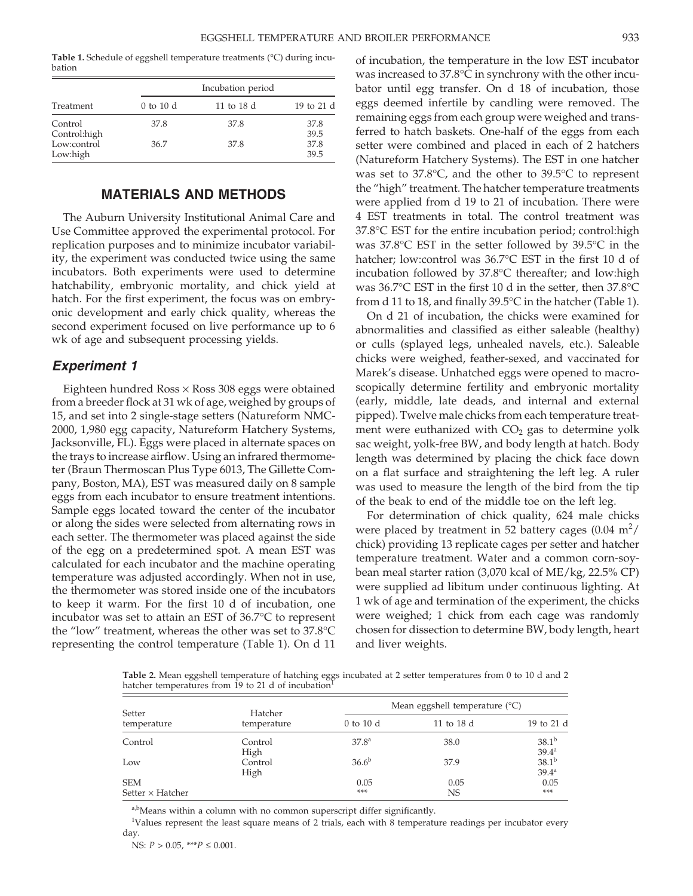**Table 1.** Schedule of eggshell temperature treatments (°C) during incubation

| Treatment | Incubation period | | |
|---|---|---|---|
| | 0 to 10 d | 11 to 18 d | 19 to 21 d |
| Control | 37.8 | 37.8 | 37.8 |
| Control:high | | | 39.5 |
| Low:control | 36.7 | 37.8 | 37.8 |
| Low:high | | | 39.5 |

## MATERIALS AND METHODS

The Auburn University Institutional Animal Care and Use Committee approved the experimental protocol. For replication purposes and to minimize incubator variability, the experiment was conducted twice using the same incubators. Both experiments were used to determine hatchability, embryonic mortality, and chick yield at hatch. For the first experiment, the focus was on embryonic development and early chick quality, whereas the second experiment focused on live performance up to 6 wk of age and subsequent processing yields.

### *Experiment 1*

Eighteen hundred Ross × Ross 308 eggs were obtained from a breeder flock at 31 wk of age, weighed by groups of 15, and set into 2 single-stage setters (Natureform NMC-2000, 1,980 egg capacity, Natureform Hatchery Systems, Jacksonville, FL). Eggs were placed in alternate spaces on the trays to increase airflow. Using an infrared thermometer (Braun Thermoscan Plus Type 6013, The Gillette Company, Boston, MA), EST was measured daily on 8 sample eggs from each incubator to ensure treatment intentions. Sample eggs located toward the center of the incubator or along the sides were selected from alternating rows in each setter. The thermometer was placed against the side of the egg on a predetermined spot. A mean EST was calculated for each incubator and the machine operating temperature was adjusted accordingly. When not in use, the thermometer was stored inside one of the incubators to keep it warm. For the first 10 d of incubation, one incubator was set to attain an EST of 36.7°C to represent the "low" treatment, whereas the other was set to 37.8°C representing the control temperature (Table 1). On d 11 of incubation, the temperature in the low EST incubator was increased to 37.8°C in synchrony with the other incubator until egg transfer. On d 18 of incubation, those eggs deemed infertile by candling were removed. The remaining eggs from each group were weighed and transferred to hatch baskets. One-half of the eggs from each setter were combined and placed in each of 2 hatchers (Natureform Hatchery Systems). The EST in one hatcher was set to 37.8°C, and the other to 39.5°C to represent the "high" treatment. The hatcher temperature treatments were applied from d 19 to 21 of incubation. There were 4 EST treatments in total. The control treatment was 37.8°C EST for the entire incubation period; control:high was 37.8°C EST in the setter followed by 39.5°C in the hatcher; low:control was 36.7°C EST in the first 10 d of incubation followed by 37.8°C thereafter; and low:high was 36.7°C EST in the first 10 d in the setter, then 37.8°C from d 11 to 18, and finally 39.5°C in the hatcher (Table 1).

On d 21 of incubation, the chicks were examined for abnormalities and classified as either saleable (healthy) or culls (splayed legs, unhealed navels, etc.). Saleable chicks were weighed, feather-sexed, and vaccinated for Marek's disease. Unhatched eggs were opened to macroscopically determine fertility and embryonic mortality (early, middle, late deads, and internal and external pipped). Twelve male chicks from each temperature treatment were euthanized with $CO_2$ gas to determine yolk sac weight, yolk-free BW, and body length at hatch. Body length was determined by placing the chick face down on a flat surface and straightening the left leg. A ruler was used to measure the length of the bird from the tip of the beak to end of the middle toe on the left leg.

For determination of chick quality, 624 male chicks were placed by treatment in 52 battery cages (0.04 $m^2$/chick) providing 13 replicate cages per setter and hatcher temperature treatment. Water and a common corn-soybean meal starter ration (3,070 kcal of ME/kg, 22.5% CP) were supplied ad libitum under continuous lighting. At 1 wk of age and termination of the experiment, the chicks were weighed; 1 chick from each cage was randomly chosen for dissection to determine BW, body length, heart and liver weights.

**Table 2.** Mean eggshell temperature of hatching eggs incubated at 2 setter temperatures from 0 to 10 d and 2 hatcher temperatures from 19 to 21 d of incubation[1]

| Setter temperature | Hatcher temperature | Mean eggshell temperature (°C) | | |
|---|---|---|---|---|
| | | 0 to 10 d | 11 to 18 d | 19 to 21 d |
| Control | Control | 37.8[a] | 38.0 | 38.1[b] |
| | High | | | 39.4[a] |
| Low | Control | 36.6[b] | 37.9 | 38.1[b] |
| | High | | | 39.4[a] |
| SEM | | 0.05 | 0.05 | 0.05 |
| Setter × Hatcher | | *** | NS | *** |

[a,b]Means within a column with no common superscript differ significantly.

[1]Values represent the least square means of 2 trials, each with 8 temperature readings per incubator every day.

NS: $P > 0.05$, ***$P \leq 0.001$.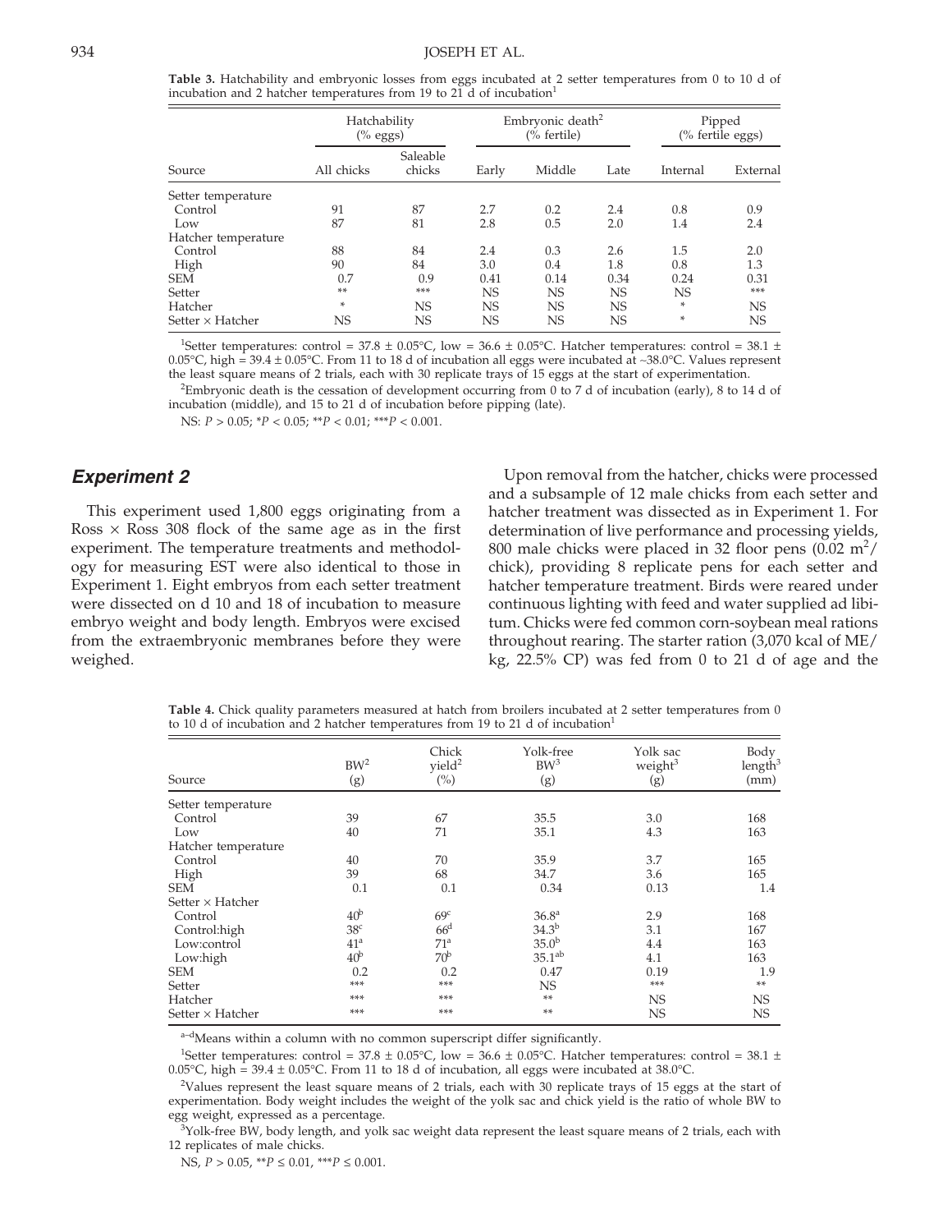**Table 3.** Hatchability and embryonic losses from eggs incubated at 2 setter temperatures from 0 to 10 d of incubation and 2 hatcher temperatures from 19 to 21 d of incubation[1]

| Source | Hatchability (% eggs) | | Embryonic death[2] (% fertile) | | | Pipped (% fertile eggs) | |
|---|---|---|---|---|---|---|---|
| | All chicks | Saleable chicks | Early | Middle | Late | Internal | External |
| Setter temperature | | | | | | | |
| Control | 91 | 87 | 2.7 | 0.2 | 2.4 | 0.8 | 0.9 |
| Low | 87 | 81 | 2.8 | 0.5 | 2.0 | 1.4 | 2.4 |
| Hatcher temperature | | | | | | | |
| Control | 88 | 84 | 2.4 | 0.3 | 2.6 | 1.5 | 2.0 |
| High | 90 | 84 | 3.0 | 0.4 | 1.8 | 0.8 | 1.3 |
| SEM | 0.7 | 0.9 | 0.41 | 0.14 | 0.34 | 0.24 | 0.31 |
| Setter | ** | *** | NS | NS | NS | NS | *** |
| Hatcher | * | NS | NS | NS | NS | * | NS |
| Setter × Hatcher | NS | NS | NS | NS | NS | * | NS |

[1]Setter temperatures: control = 37.8 ± 0.05°C, low = 36.6 ± 0.05°C. Hatcher temperatures: control = 38.1 ± 0.05°C, high = 39.4 ± 0.05°C. From 11 to 18 d of incubation all eggs were incubated at ~38.0°C. Values represent the least square means of 2 trials, each with 30 replicate trays of 15 eggs at the start of experimentation.

[2]Embryonic death is the cessation of development occurring from 0 to 7 d of incubation (early), 8 to 14 d of incubation (middle), and 15 to 21 d of incubation before pipping (late).

NS: $P > 0.05$; *$P < 0.05$; **$P < 0.01$; ***$P < 0.001$.

## Experiment 2

This experiment used 1,800 eggs originating from a Ross × Ross 308 flock of the same age as in the first experiment. The temperature treatments and methodology for measuring EST were also identical to those in Experiment 1. Eight embryos from each setter treatment were dissected on d 10 and 18 of incubation to measure embryo weight and body length. Embryos were excised from the extraembryonic membranes before they were weighed.

Upon removal from the hatcher, chicks were processed and a subsample of 12 male chicks from each setter and hatcher treatment was dissected as in Experiment 1. For determination of live performance and processing yields, 800 male chicks were placed in 32 floor pens (0.02 $m^2$/chick), providing 8 replicate pens for each setter and hatcher temperature treatment. Birds were reared under continuous lighting with feed and water supplied ad libitum. Chicks were fed common corn-soybean meal rations throughout rearing. The starter ration (3,070 kcal of ME/kg, 22.5% CP) was fed from 0 to 21 d of age and the

**Table 4.** Chick quality parameters measured at hatch from broilers incubated at 2 setter temperatures from 0 to 10 d of incubation and 2 hatcher temperatures from 19 to 21 d of incubation[1]

| Source | BW[2] (g) | Chick yield[2] (%) | Yolk-free BW[3] (g) | Yolk sac weight[3] (g) | Body length[3] (mm) |
|---|---|---|---|---|---|
| Setter temperature | | | | | |
| Control | 39 | 67 | 35.5 | 3.0 | 168 |
| Low | 40 | 71 | 35.1 | 4.3 | 163 |
| Hatcher temperature | | | | | |
| Control | 40 | 70 | 35.9 | 3.7 | 165 |
| High | 39 | 68 | 34.7 | 3.6 | 165 |
| SEM | 0.1 | 0.1 | 0.34 | 0.13 | 1.4 |
| Setter × Hatcher | | | | | |
| Control | 40[b] | 69[c] | 36.8[a] | 2.9 | 168 |
| Control:high | 38[c] | 66[d] | 34.3[b] | 3.1 | 167 |
| Low:control | 41[a] | 71[a] | 35.0[b] | 4.4 | 163 |
| Low:high | 40[b] | 70[b] | 35.1[ab] | 4.1 | 163 |
| SEM | 0.2 | 0.2 | 0.47 | 0.19 | 1.9 |
| Setter | *** | *** | NS | *** | ** |
| Hatcher | *** | *** | ** | NS | NS |
| Setter × Hatcher | *** | *** | ** | NS | NS |

[a–d]Means within a column with no common superscript differ significantly.

[1]Setter temperatures: control = 37.8 ± 0.05°C, low = 36.6 ± 0.05°C. Hatcher temperatures: control = 38.1 ± 0.05°C, high = 39.4 ± 0.05°C. From 11 to 18 d of incubation, all eggs were incubated at 38.0°C.

[2]Values represent the least square means of 2 trials, each with 30 replicate trays of 15 eggs at the start of experimentation. Body weight includes the weight of the yolk sac and chick yield is the ratio of whole BW to egg weight, expressed as a percentage.

[3]Yolk-free BW, body length, and yolk sac weight data represent the least square means of 2 trials, each with 12 replicates of male chicks.

NS, $P > 0.05$, **$P \leq 0.01$, ***$P \leq 0.001$.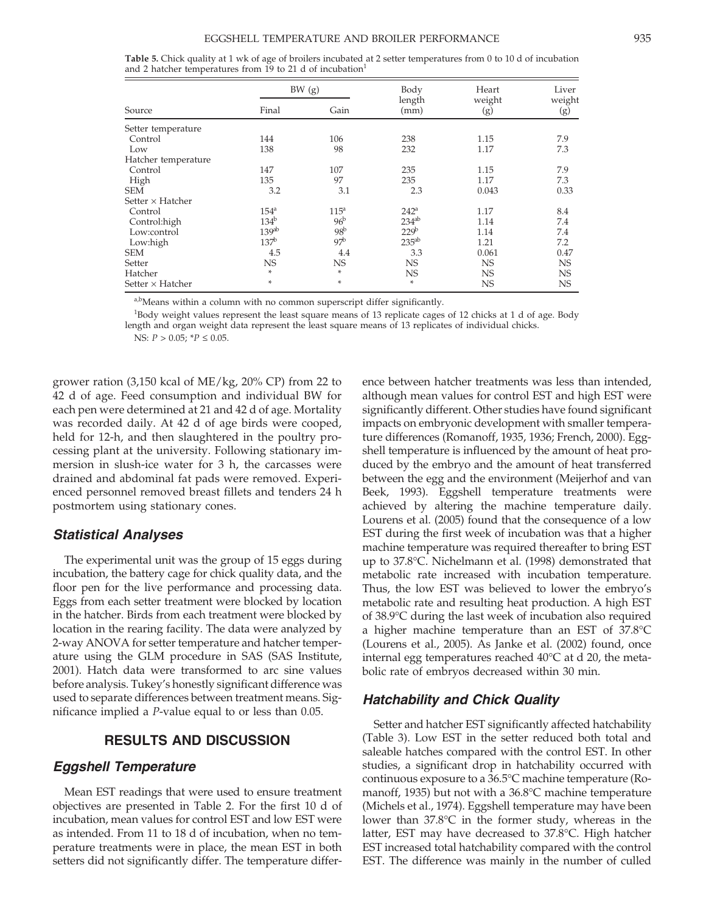**Table 5.** Chick quality at 1 wk of age of broilers incubated at 2 setter temperatures from 0 to 10 d of incubation and 2 hatcher temperatures from 19 to 21 d of incubation[1]

| Source | BW (g) | | Body length (mm) | Heart weight (g) | Liver weight (g) |
|---|---|---|---|---|---|
| | Final | Gain | | | |
| Setter temperature | | | | | |
| Control | 144 | 106 | 238 | 1.15 | 7.9 |
| Low | 138 | 98 | 232 | 1.17 | 7.3 |
| Hatcher temperature | | | | | |
| Control | 147 | 107 | 235 | 1.15 | 7.9 |
| High | 135 | 97 | 235 | 1.17 | 7.3 |
| SEM | 3.2 | 3.1 | 2.3 | 0.043 | 0.33 |
| Setter × Hatcher | | | | | |
| Control | 154[a] | 115[a] | 242[a] | 1.17 | 8.4 |
| Control:high | 134[b] | 96[b] | 234[ab] | 1.14 | 7.4 |
| Low:control | 139[ab] | 98[b] | 229[b] | 1.14 | 7.4 |
| Low:high | 137[b] | 97[b] | 235[ab] | 1.21 | 7.2 |
| SEM | 4.5 | 4.4 | 3.3 | 0.061 | 0.47 |
| Setter | NS | NS | NS | NS | NS |
| Hatcher | * | * | NS | NS | NS |
| Setter × Hatcher | * | * | * | NS | NS |

[a,b]Means within a column with no common superscript differ significantly.

[1]Body weight values represent the least square means of 13 replicate cages of 12 chicks at 1 d of age. Body length and organ weight data represent the least square means of 13 replicates of individual chicks.

NS: $P > 0.05$; *$P \leq 0.05$.

grower ration (3,150 kcal of ME/kg, 20% CP) from 22 to 42 d of age. Feed consumption and individual BW for each pen were determined at 21 and 42 d of age. Mortality was recorded daily. At 42 d of age birds were cooped, held for 12-h, and then slaughtered in the poultry processing plant at the university. Following stationary immersion in slush-ice water for 3 h, the carcasses were drained and abdominal fat pads were removed. Experienced personnel removed breast fillets and tenders 24 h postmortem using stationary cones.

### Statistical Analyses

The experimental unit was the group of 15 eggs during incubation, the battery cage for chick quality data, and the floor pen for the live performance and processing data. Eggs from each setter treatment were blocked by location in the hatcher. Birds from each treatment were blocked by location in the rearing facility. The data were analyzed by 2-way ANOVA for setter temperature and hatcher temperature using the GLM procedure in SAS (SAS Institute, 2001). Hatch data were transformed to arc sine values before analysis. Tukey's honestly significant difference was used to separate differences between treatment means. Significance implied a *P*-value equal to or less than 0.05.

## RESULTS AND DISCUSSION

### Eggshell Temperature

Mean EST readings that were used to ensure treatment objectives are presented in Table 2. For the first 10 d of incubation, mean values for control EST and low EST were as intended. From 11 to 18 d of incubation, when no temperature treatments were in place, the mean EST in both setters did not significantly differ. The temperature difference between hatcher treatments was less than intended, although mean values for control EST and high EST were significantly different. Other studies have found significant impacts on embryonic development with smaller temperature differences (Romanoff, 1935, 1936; French, 2000). Eggshell temperature is influenced by the amount of heat produced by the embryo and the amount of heat transferred between the egg and the environment (Meijerhof and van Beek, 1993). Eggshell temperature treatments were achieved by altering the machine temperature daily. Lourens et al. (2005) found that the consequence of a low EST during the first week of incubation was that a higher machine temperature was required thereafter to bring EST up to 37.8°C. Nichelmann et al. (1998) demonstrated that metabolic rate increased with incubation temperature. Thus, the low EST was believed to lower the embryo's metabolic rate and resulting heat production. A high EST of 38.9°C during the last week of incubation also required a higher machine temperature than an EST of 37.8°C (Lourens et al., 2005). As Janke et al. (2002) found, once internal egg temperatures reached 40°C at d 20, the metabolic rate of embryos decreased within 30 min.

### Hatchability and Chick Quality

Setter and hatcher EST significantly affected hatchability (Table 3). Low EST in the setter reduced both total and saleable hatches compared with the control EST. In other studies, a significant drop in hatchability occurred with continuous exposure to a 36.5°C machine temperature (Romanoff, 1935) but not with a 36.8°C machine temperature (Michels et al., 1974). Eggshell temperature may have been lower than 37.8°C in the former study, whereas in the latter, EST may have decreased to 37.8°C. High hatcher EST increased total hatchability compared with the control EST. The difference was mainly in the number of culled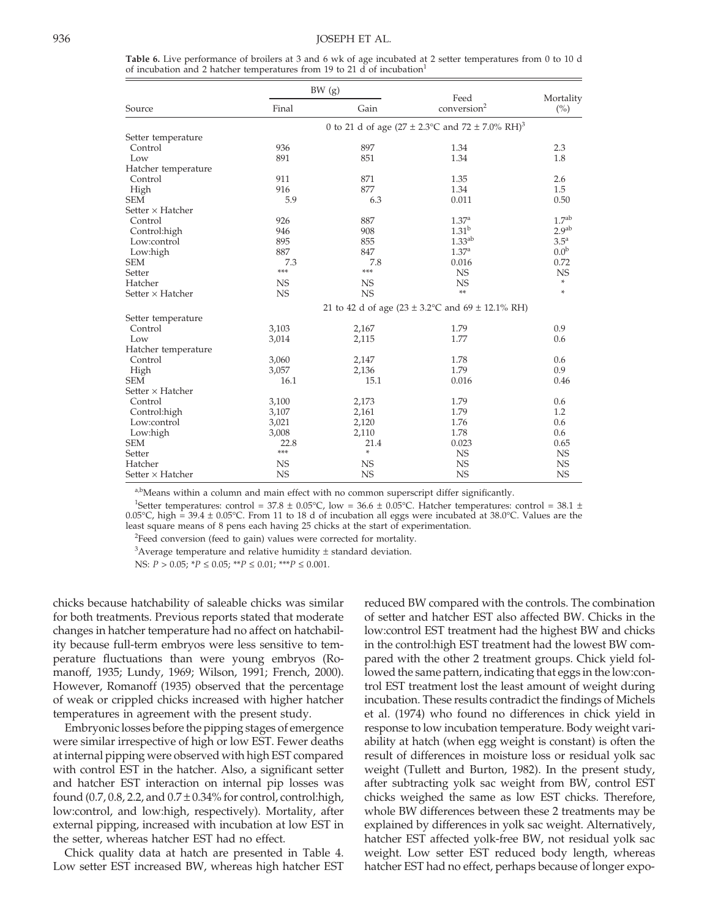**Table 6.** Live performance of broilers at 3 and 6 wk of age incubated at 2 setter temperatures from 0 to 10 d of incubation and 2 hatcher temperatures from 19 to 21 d of incubation[1]

| Source | BW (g) | | Feed conversion[2] | Mortality (%) |
|---|---|---|---|---|
| | Final | Gain | | |
| | 0 to 21 d of age (27 ± 2.3°C and 72 ± 7.0% RH)[3] | | | |
| Setter temperature | | | | |
| Control | 936 | 897 | 1.34 | 2.3 |
| Low | 891 | 851 | 1.34 | 1.8 |
| Hatcher temperature | | | | |
| Control | 911 | 871 | 1.35 | 2.6 |
| High | 916 | 877 | 1.34 | 1.5 |
| SEM | 5.9 | 6.3 | 0.011 | 0.50 |
| Setter × Hatcher | | | | |
| Control | 926 | 887 | 1.37[a] | 1.7[ab] |
| Control:high | 946 | 908 | 1.31[b] | 2.9[ab] |
| Low:control | 895 | 855 | 1.33[ab] | 3.5[a] |
| Low:high | 887 | 847 | 1.37[a] | 0.0[b] |
| SEM | 7.3 | 7.8 | 0.016 | 0.72 |
| Setter | *** | *** | NS | NS |
| Hatcher | NS | NS | NS | * |
| Setter × Hatcher | NS | NS | ** | * |
| | 21 to 42 d of age (23 ± 3.2°C and 69 ± 12.1% RH) | | | |
| Setter temperature | | | | |
| Control | 3,103 | 2,167 | 1.79 | 0.9 |
| Low | 3,014 | 2,115 | 1.77 | 0.6 |
| Hatcher temperature | | | | |
| Control | 3,060 | 2,147 | 1.78 | 0.6 |
| High | 3,057 | 2,136 | 1.79 | 0.9 |
| SEM | 16.1 | 15.1 | 0.016 | 0.46 |
| Setter × Hatcher | | | | |
| Control | 3,100 | 2,173 | 1.79 | 0.6 |
| Control:high | 3,107 | 2,161 | 1.79 | 1.2 |
| Low:control | 3,021 | 2,120 | 1.76 | 0.6 |
| Low:high | 3,008 | 2,110 | 1.78 | 0.6 |
| SEM | 22.8 | 21.4 | 0.023 | 0.65 |
| Setter | *** | * | NS | NS |
| Hatcher | NS | NS | NS | NS |
| Setter × Hatcher | NS | NS | NS | NS |

[a,b]Means within a column and main effect with no common superscript differ significantly.

[1]Setter temperatures: control = 37.8 ± 0.05°C, low = 36.6 ± 0.05°C. Hatcher temperatures: control = 38.1 ± 0.05°C, high = 39.4 ± 0.05°C. From 11 to 18 d of incubation all eggs were incubated at 38.0°C. Values are the least square means of 8 pens each having 25 chicks at the start of experimentation.

[2]Feed conversion (feed to gain) values were corrected for mortality.

[3]Average temperature and relative humidity ± standard deviation.

NS: $P > 0.05$; *$P \leq 0.05$; **$P \leq 0.01$; ***$P \leq 0.001$.

chicks because hatchability of saleable chicks was similar for both treatments. Previous reports stated that moderate changes in hatcher temperature had no affect on hatchability because full-term embryos were less sensitive to temperature fluctuations than were young embryos (Romanoff, 1935; Lundy, 1969; Wilson, 1991; French, 2000). However, Romanoff (1935) observed that the percentage of weak or crippled chicks increased with higher hatcher temperatures in agreement with the present study.

Embryonic losses before the pipping stages of emergence were similar irrespective of high or low EST. Fewer deaths at internal pipping were observed with high EST compared with control EST in the hatcher. Also, a significant setter and hatcher EST interaction on internal pip losses was found (0.7, 0.8, 2.2, and 0.7 ± 0.34% for control, control:high, low:control, and low:high, respectively). Mortality, after external pipping, increased with incubation at low EST in the setter, whereas hatcher EST had no effect.

Chick quality data at hatch are presented in Table 4. Low setter EST increased BW, whereas high hatcher EST reduced BW compared with the controls. The combination of setter and hatcher EST also affected BW. Chicks in the low:control EST treatment had the highest BW and chicks in the control:high EST treatment had the lowest BW compared with the other 2 treatment groups. Chick yield followed the same pattern, indicating that eggs in the low:control EST treatment lost the least amount of weight during incubation. These results contradict the findings of Michels et al. (1974) who found no differences in chick yield in response to low incubation temperature. Body weight variability at hatch (when egg weight is constant) is often the result of differences in moisture loss or residual yolk sac weight (Tullett and Burton, 1982). In the present study, after subtracting yolk sac weight from BW, control EST chicks weighed the same as low EST chicks. Therefore, whole BW differences between these 2 treatments may be explained by differences in yolk sac weight. Alternatively, hatcher EST affected yolk-free BW, not residual yolk sac weight. Low setter EST reduced body length, whereas hatcher EST had no effect, perhaps because of longer expo-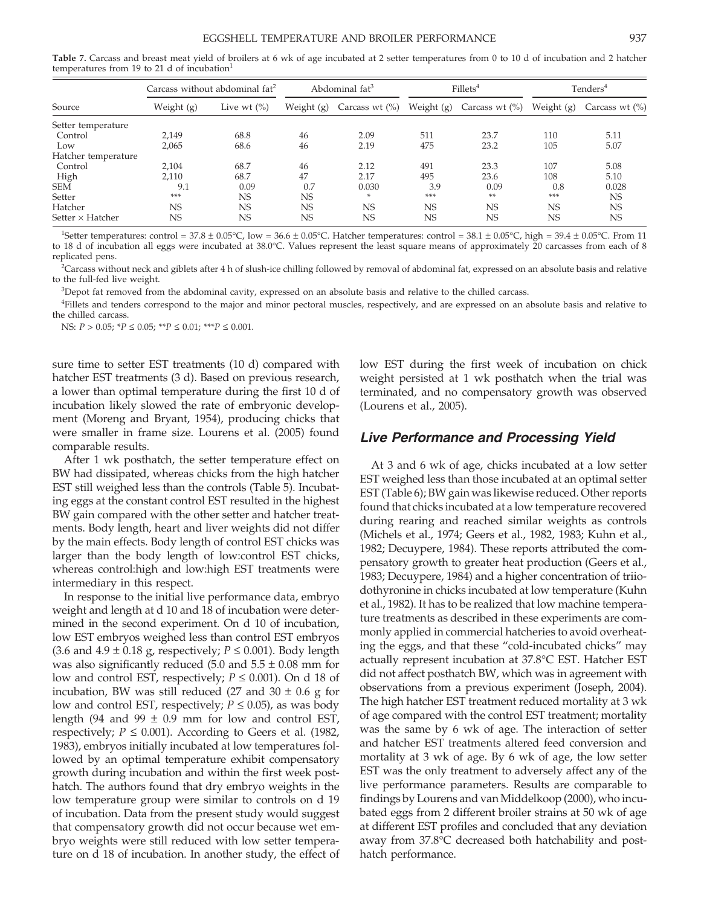**Table 7.** Carcass and breast meat yield of broilers at 6 wk of age incubated at 2 setter temperatures from 0 to 10 d of incubation and 2 hatcher temperatures from 19 to 21 d of incubation[1]

| Source | Carcass without abdominal fat[2] | | Abdominal fat[3] | | Fillets[4] | | Tenders[4] | |
|---|---|---|---|---|---|---|---|---|
| | Weight (g) | Live wt (%) | Weight (g) | Carcass wt (%) | Weight (g) | Carcass wt (%) | Weight (g) | Carcass wt (%) |
| Setter temperature | | | | | | | | |
| Control | 2,149 | 68.8 | 46 | 2.09 | 511 | 23.7 | 110 | 5.11 |
| Low | 2,065 | 68.6 | 46 | 2.19 | 475 | 23.2 | 105 | 5.07 |
| Hatcher temperature | | | | | | | | |
| Control | 2,104 | 68.7 | 46 | 2.12 | 491 | 23.3 | 107 | 5.08 |
| High | 2,110 | 68.7 | 47 | 2.17 | 495 | 23.6 | 108 | 5.10 |
| SEM | 9.1 | 0.09 | 0.7 | 0.030 | 3.9 | 0.09 | 0.8 | 0.028 |
| Setter | *** | NS | NS | * | *** | ** | *** | NS |
| Hatcher | NS | NS | NS | NS | NS | NS | NS | NS |
| Setter × Hatcher | NS | NS | NS | NS | NS | NS | NS | NS |

[1]Setter temperatures: control = 37.8 ± 0.05°C, low = 36.6 ± 0.05°C. Hatcher temperatures: control = 38.1 ± 0.05°C, high = 39.4 ± 0.05°C. From 11 to 18 d of incubation all eggs were incubated at 38.0°C. Values represent the least square means of approximately 20 carcasses from each of 8 replicated pens.

[2]Carcass without neck and giblets after 4 h of slush-ice chilling followed by removal of abdominal fat, expressed on an absolute basis and relative to the full-fed live weight.

[3]Depot fat removed from the abdominal cavity, expressed on an absolute basis and relative to the chilled carcass.

[4]Fillets and tenders correspond to the major and minor pectoral muscles, respectively, and are expressed on an absolute basis and relative to the chilled carcass.

NS: $P > 0.05$; *$P \leq 0.05$; **$P \leq 0.01$; ***$P \leq 0.001$.

sure time to setter EST treatments (10 d) compared with hatcher EST treatments (3 d). Based on previous research, a lower than optimal temperature during the first 10 d of incubation likely slowed the rate of embryonic development (Moreng and Bryant, 1954), producing chicks that were smaller in frame size. Lourens et al. (2005) found comparable results.

After 1 wk posthatch, the setter temperature effect on BW had dissipated, whereas chicks from the high hatcher EST still weighed less than the controls (Table 5). Incubating eggs at the constant control EST resulted in the highest BW gain compared with the other setter and hatcher treatments. Body length, heart and liver weights did not differ by the main effects. Body length of control EST chicks was larger than the body length of low:control EST chicks, whereas control:high and low:high EST treatments were intermediary in this respect.

In response to the initial live performance data, embryo weight and length at d 10 and 18 of incubation were determined in the second experiment. On d 10 of incubation, low EST embryos weighed less than control EST embryos (3.6 and 4.9 ± 0.18 g, respectively; $P \leq 0.001$). Body length was also significantly reduced (5.0 and 5.5 ± 0.08 mm for low and control EST, respectively; $P \leq 0.001$). On d 18 of incubation, BW was still reduced (27 and 30 ± 0.6 g for low and control EST, respectively; $P \leq 0.05$), as was body length (94 and 99 ± 0.9 mm for low and control EST, respectively; $P \leq 0.001$). According to Geers et al. (1982, 1983), embryos initially incubated at low temperatures followed by an optimal temperature exhibit compensatory growth during incubation and within the first week posthatch. The authors found that dry embryo weights in the low temperature group were similar to controls on d 19 of incubation. Data from the present study would suggest that compensatory growth did not occur because wet embryo weights were still reduced with low setter temperature on d 18 of incubation. In another study, the effect of low EST during the first week of incubation on chick weight persisted at 1 wk posthatch when the trial was terminated, and no compensatory growth was observed (Lourens et al., 2005).

## Live Performance and Processing Yield

At 3 and 6 wk of age, chicks incubated at a low setter EST weighed less than those incubated at an optimal setter EST (Table 6); BW gain was likewise reduced. Other reports found that chicks incubated at a low temperature recovered during rearing and reached similar weights as controls (Michels et al., 1974; Geers et al., 1982, 1983; Kuhn et al., 1982; Decuypere, 1984). These reports attributed the compensatory growth to greater heat production (Geers et al., 1983; Decuypere, 1984) and a higher concentration of triiodothyronine in chicks incubated at low temperature (Kuhn et al., 1982). It has to be realized that low machine temperature treatments as described in these experiments are commonly applied in commercial hatcheries to avoid overheating the eggs, and that these "cold-incubated chicks" may actually represent incubation at 37.8°C EST. Hatcher EST did not affect posthatch BW, which was in agreement with observations from a previous experiment (Joseph, 2004). The high hatcher EST treatment reduced mortality at 3 wk of age compared with the control EST treatment; mortality was the same by 6 wk of age. The interaction of setter and hatcher EST treatments altered feed conversion and mortality at 3 wk of age. By 6 wk of age, the low setter EST was the only treatment to adversely affect any of the live performance parameters. Results are comparable to findings by Lourens and van Middelkoop (2000), who incubated eggs from 2 different broiler strains at 50 wk of age at different EST profiles and concluded that any deviation away from 37.8°C decreased both hatchability and posthatch performance.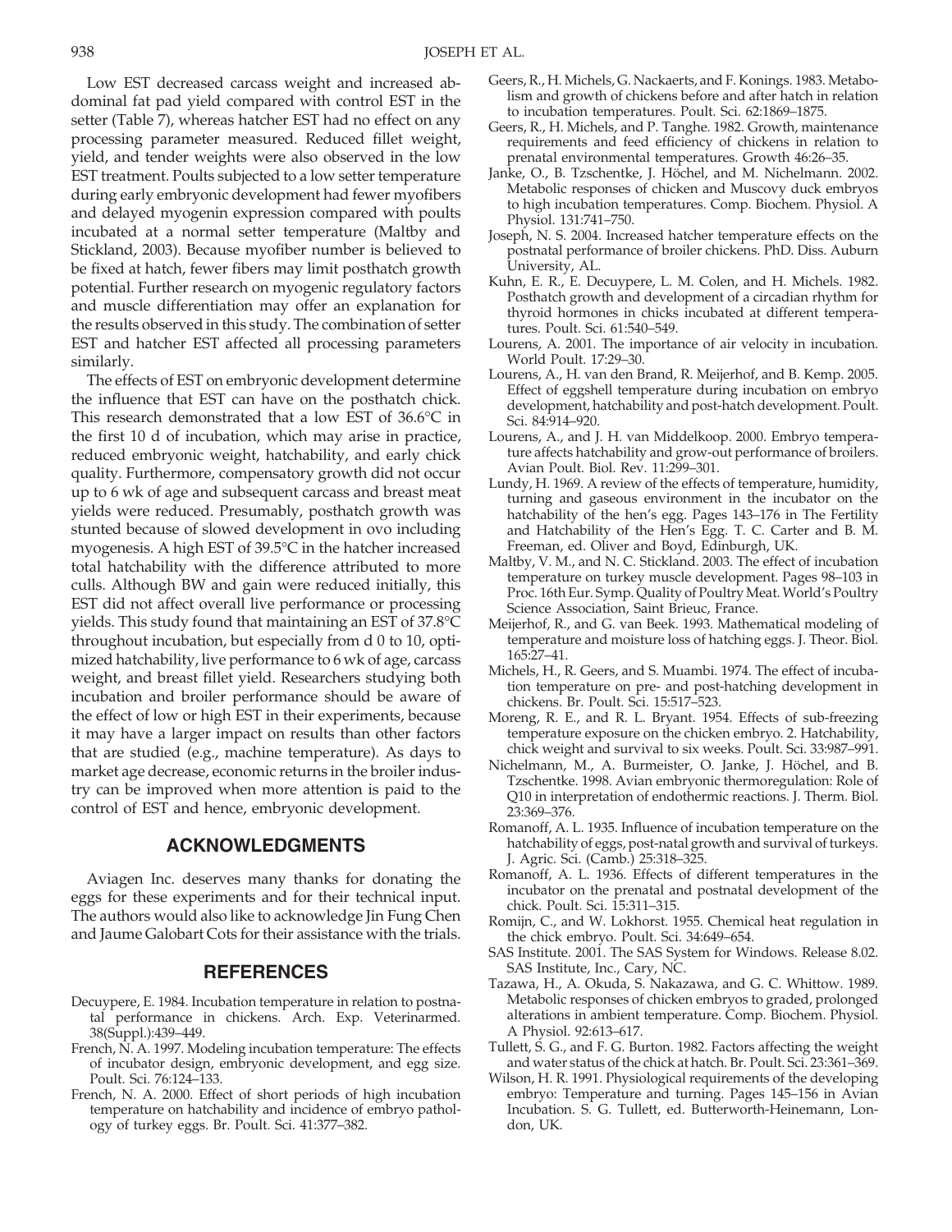Low EST decreased carcass weight and increased abdominal fat pad yield compared with control EST in the setter (Table 7), whereas hatcher EST had no effect on any processing parameter measured. Reduced fillet weight, yield, and tender weights were also observed in the low EST treatment. Poults subjected to a low setter temperature during early embryonic development had fewer myofibers and delayed myogenin expression compared with poults incubated at a normal setter temperature (Maltby and Stickland, 2003). Because myofiber number is believed to be fixed at hatch, fewer fibers may limit posthatch growth potential. Further research on myogenic regulatory factors and muscle differentiation may offer an explanation for the results observed in this study. The combination of setter EST and hatcher EST affected all processing parameters similarly.

The effects of EST on embryonic development determine the influence that EST can have on the posthatch chick. This research demonstrated that a low EST of 36.6°C in the first 10 d of incubation, which may arise in practice, reduced embryonic weight, hatchability, and early chick quality. Furthermore, compensatory growth did not occur up to 6 wk of age and subsequent carcass and breast meat yields were reduced. Presumably, posthatch growth was stunted because of slowed development in ovo including myogenesis. A high EST of 39.5°C in the hatcher increased total hatchability with the difference attributed to more culls. Although BW and gain were reduced initially, this EST did not affect overall live performance or processing yields. This study found that maintaining an EST of 37.8°C throughout incubation, but especially from d 0 to 10, optimized hatchability, live performance to 6 wk of age, carcass weight, and breast fillet yield. Researchers studying both incubation and broiler performance should be aware of the effect of low or high EST in their experiments, because it may have a larger impact on results than other factors that are studied (e.g., machine temperature). As days to market age decrease, economic returns in the broiler industry can be improved when more attention is paid to the control of EST and hence, embryonic development.

## ACKNOWLEDGMENTS

Aviagen Inc. deserves many thanks for donating the eggs for these experiments and for their technical input. The authors would also like to acknowledge Jin Fung Chen and Jaume Galobart Cots for their assistance with the trials.

## REFERENCES

Decuypere, E. 1984. Incubation temperature in relation to postnatal performance in chickens. Arch. Exp. Veterinarmed. 38(Suppl.):439–449.

French, N. A. 1997. Modeling incubation temperature: The effects of incubator design, embryonic development, and egg size. Poult. Sci. 76:124–133.

French, N. A. 2000. Effect of short periods of high incubation temperature on hatchability and incidence of embryo pathology of turkey eggs. Br. Poult. Sci. 41:377–382.

Geers, R., H. Michels, G. Nackaerts, and F. Konings. 1983. Metabolism and growth of chickens before and after hatch in relation to incubation temperatures. Poult. Sci. 62:1869–1875.

Geers, R., H. Michels, and P. Tanghe. 1982. Growth, maintenance requirements and feed efficiency of chickens in relation to prenatal environmental temperatures. Growth 46:26–35.

Janke, O., B. Tzschentke, J. Höchel, and M. Nichelmann. 2002. Metabolic responses of chicken and Muscovy duck embryos to high incubation temperatures. Comp. Biochem. Physiol. A Physiol. 131:741–750.

Joseph, N. S. 2004. Increased hatcher temperature effects on the postnatal performance of broiler chickens. PhD. Diss. Auburn University, AL.

Kuhn, E. R., E. Decuypere, L. M. Colen, and H. Michels. 1982. Posthatch growth and development of a circadian rhythm for thyroid hormones in chicks incubated at different temperatures. Poult. Sci. 61:540–549.

Lourens, A. 2001. The importance of air velocity in incubation. World Poult. 17:29–30.

Lourens, A., H. van den Brand, R. Meijerhof, and B. Kemp. 2005. Effect of eggshell temperature during incubation on embryo development, hatchability and post-hatch development. Poult. Sci. 84:914–920.

Lourens, A., and J. H. van Middelkoop. 2000. Embryo temperature affects hatchability and grow-out performance of broilers. Avian Poult. Biol. Rev. 11:299–301.

Lundy, H. 1969. A review of the effects of temperature, humidity, turning and gaseous environment in the incubator on the hatchability of the hen's egg. Pages 143–176 in The Fertility and Hatchability of the Hen's Egg. T. C. Carter and B. M. Freeman, ed. Oliver and Boyd, Edinburgh, UK.

Maltby, V. M., and N. C. Stickland. 2003. The effect of incubation temperature on turkey muscle development. Pages 98–103 in Proc. 16th Eur. Symp. Quality of Poultry Meat. World's Poultry Science Association, Saint Brieuc, France.

Meijerhof, R., and G. van Beek. 1993. Mathematical modeling of temperature and moisture loss of hatching eggs. J. Theor. Biol. 165:27–41.

Michels, H., R. Geers, and S. Muambi. 1974. The effect of incubation temperature on pre- and post-hatching development in chickens. Br. Poult. Sci. 15:517–523.

Moreng, R. E., and R. L. Bryant. 1954. Effects of sub-freezing temperature exposure on the chicken embryo. 2. Hatchability, chick weight and survival to six weeks. Poult. Sci. 33:987–991.

Nichelmann, M., A. Burmeister, O. Janke, J. Höchel, and B. Tzschentke. 1998. Avian embryonic thermoregulation: Role of Q10 in interpretation of endothermic reactions. J. Therm. Biol. 23:369–376.

Romanoff, A. L. 1935. Influence of incubation temperature on the hatchability of eggs, post-natal growth and survival of turkeys. J. Agric. Sci. (Camb.) 25:318–325.

Romanoff, A. L. 1936. Effects of different temperatures in the incubator on the prenatal and postnatal development of the chick. Poult. Sci. 15:311–315.

Romijn, C., and W. Lokhorst. 1955. Chemical heat regulation in the chick embryo. Poult. Sci. 34:649–654.

SAS Institute. 2001. The SAS System for Windows. Release 8.02. SAS Institute, Inc., Cary, NC.

Tazawa, H., A. Okuda, S. Nakazawa, and G. C. Whittow. 1989. Metabolic responses of chicken embryos to graded, prolonged alterations in ambient temperature. Comp. Biochem. Physiol. A Physiol. 92:613–617.

Tullett, S. G., and F. G. Burton. 1982. Factors affecting the weight and water status of the chick at hatch. Br. Poult. Sci. 23:361–369.

Wilson, H. R. 1991. Physiological requirements of the developing embryo: Temperature and turning. Pages 145–156 in Avian Incubation. S. G. Tullett, ed. Butterworth-Heinemann, London, UK.